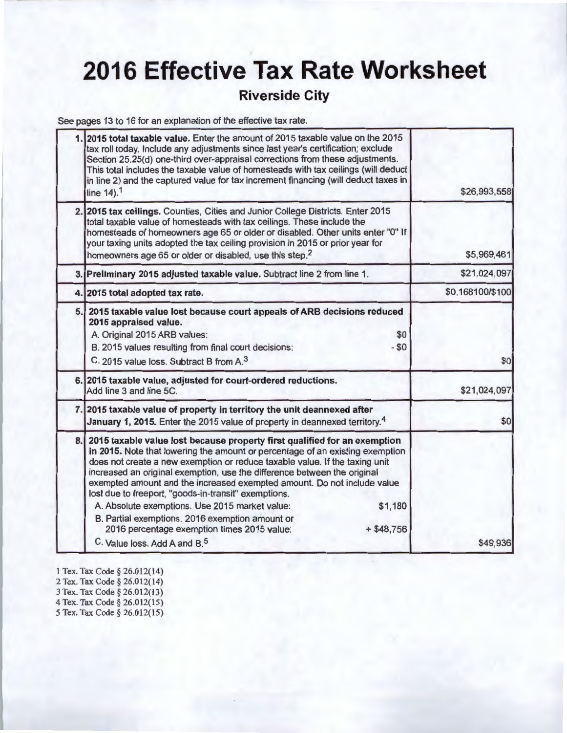# 2016 Effective Tax Rate Worksheet

## Riverside City

See pages 13 to 16 for an explanation of the effective tax rate.

| | | |
|---|---|---|
| 1. | **2015 total taxable value.** Enter the amount of 2015 taxable value on the 2015 tax roll today. Include any adjustments since last year's certification; exclude Section 25.25(d) one-third over-appraisal corrections from these adjustments. This total includes the taxable value of homesteads with tax ceilings (will deduct in line 2) and the captured value for tax increment financing (will deduct taxes in line 14).[1] | $26,993,558 |
| 2. | **2015 tax ceilings.** Counties, Cities and Junior College Districts. Enter 2015 total taxable value of homesteads with tax ceilings. These include the homesteads of homeowners age 65 or older or disabled. Other units enter "0" If your taxing units adopted the tax ceiling provision in 2015 or prior year for homeowners age 65 or older or disabled, use this step.[2] | $5,969,461 |
| 3. | **Preliminary 2015 adjusted taxable value.** Subtract line 2 from line 1. | $21,024,097 |
| 4. | **2015 total adopted tax rate.** | $0.168100/$100 |
| 5. | **2015 taxable value lost because court appeals of ARB decisions reduced 2015 appraised value.**<br>A. Original 2015 ARB values: $0<br>B. 2015 values resulting from final court decisions: - $0<br>C. 2015 value loss. Subtract B from A.[3] | $0 |
| 6. | **2015 taxable value, adjusted for court-ordered reductions.** Add line 3 and line 5C. | $21,024,097 |
| 7. | **2015 taxable value of property in territory the unit deannexed after January 1, 2015.** Enter the 2015 value of property in deannexed territory.[4] | $0 |
| 8. | **2015 taxable value lost because property first qualified for an exemption in 2015.** Note that lowering the amount or percentage of an existing exemption does not create a new exemption or reduce taxable value. If the taxing unit increased an original exemption, use the difference between the original exempted amount and the increased exempted amount. Do not include value lost due to freeport, "goods-in-transit" exemptions.<br>A. Absolute exemptions. Use 2015 market value: $1,180<br>B. Partial exemptions. 2016 exemption amount or 2016 percentage exemption times 2015 value: + $48,756<br>C. Value loss. Add A and B.[5] | $49,936 |

1 Tex. Tax Code § 26.012(14)
2 Tex. Tax Code § 26.012(14)
3 Tex. Tax Code § 26.012(13)
4 Tex. Tax Code § 26.012(15)
5 Tex. Tax Code § 26.012(15)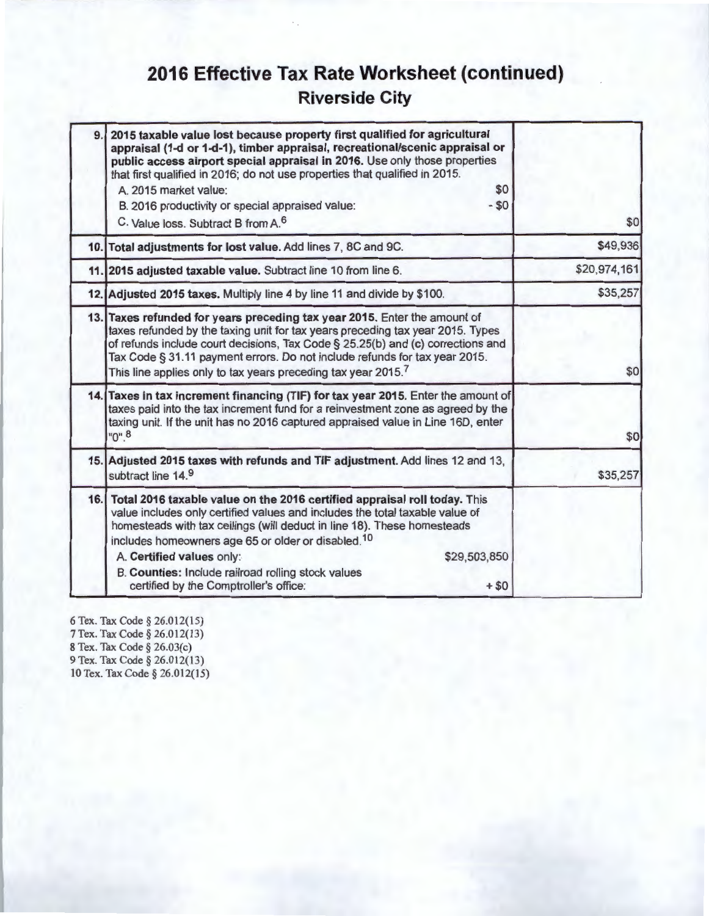# 2016 Effective Tax Rate Worksheet (continued)

## Riverside City

| | | |
|---|---|---|
| 9. | **2015 taxable value lost because property first qualified for agricultural appraisal (1-d or 1-d-1), timber appraisal, recreational/scenic appraisal or public access airport special appraisal in 2016.** Use only those properties that first qualified in 2016; do not use properties that qualified in 2015.<br>A. 2015 market value: $0<br>B. 2016 productivity or special appraised value: - $0<br>C. Value loss. Subtract B from A.[6] | $0 |
| 10. | **Total adjustments for lost value.** Add lines 7, 8C and 9C. | $49,936 |
| 11. | **2015 adjusted taxable value.** Subtract line 10 from line 6. | $20,974,161 |
| 12. | **Adjusted 2015 taxes.** Multiply line 4 by line 11 and divide by $100. | $35,257 |
| 13. | **Taxes refunded for years preceding tax year 2015.** Enter the amount of taxes refunded by the taxing unit for tax years preceding tax year 2015. Types of refunds include court decisions, Tax Code § 25.25(b) and (c) corrections and Tax Code § 31.11 payment errors. Do not include refunds for tax year 2015. This line applies only to tax years preceding tax year 2015.[7] | $0 |
| 14. | **Taxes in tax increment financing (TIF) for tax year 2015.** Enter the amount of taxes paid into the tax increment fund for a reinvestment zone as agreed by the taxing unit. If the unit has no 2016 captured appraised value in Line 16D, enter "0".[8] | $0 |
| 15. | **Adjusted 2015 taxes with refunds and TIF adjustment.** Add lines 12 and 13, subtract line 14.[9] | $35,257 |
| 16. | **Total 2016 taxable value on the 2016 certified appraisal roll today.** This value includes only certified values and includes the total taxable value of homesteads with tax ceilings (will deduct in line 18). These homesteads includes homeowners age 65 or older or disabled.[10]<br>A. **Certified values** only: $29,503,850<br>B. **Counties:** Include railroad rolling stock values certified by the Comptroller's office: + $0 | |

6 Tex. Tax Code § 26.012(15)
7 Tex. Tax Code § 26.012(13)
8 Tex. Tax Code § 26.03(c)
9 Tex. Tax Code § 26.012(13)
10 Tex. Tax Code § 26.012(15)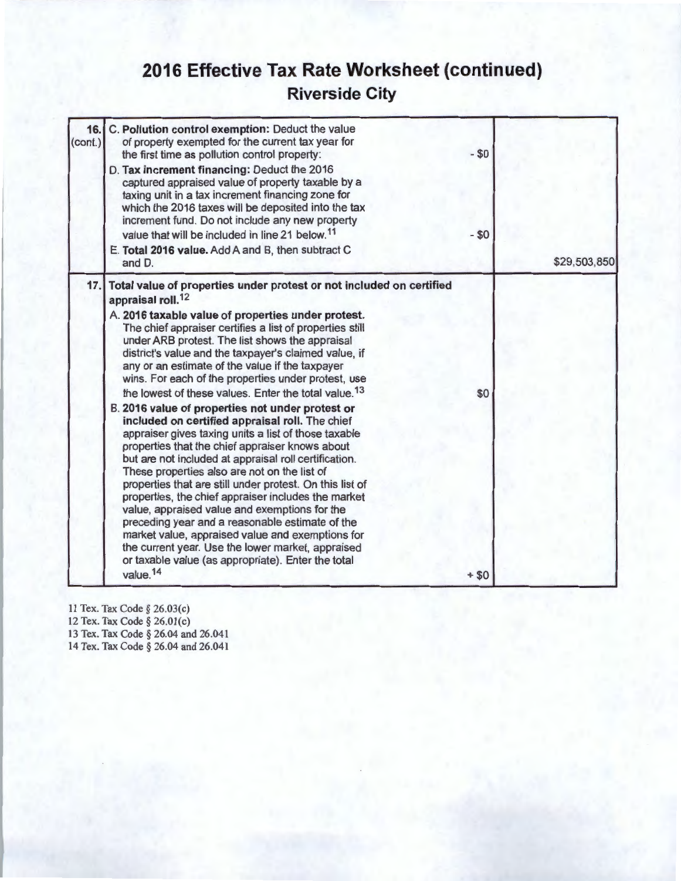# 2016 Effective Tax Rate Worksheet (continued)

## Riverside City

| Line | Description | Amount | Total |
|---|---|---|---|
| 16. (cont.) | C. **Pollution control exemption:** Deduct the value of property exempted for the current tax year for the first time as pollution control property: | - $0 | |
| | D. **Tax increment financing:** Deduct the 2016 captured appraised value of property taxable by a taxing unit in a tax increment financing zone for which the 2016 taxes will be deposited into the tax increment fund. Do not include any new property value that will be included in line 21 below.[11] | - $0 | |
| | E. **Total 2016 value.** Add A and B, then subtract C and D. | | $29,503,850 |
| 17. | **Total value of properties under protest or not included on certified appraisal roll.**[12] | | |
| | A. **2016 taxable value of properties under protest.** The chief appraiser certifies a list of properties still under ARB protest. The list shows the appraisal district's value and the taxpayer's claimed value, if any or an estimate of the value if the taxpayer wins. For each of the properties under protest, use the lowest of these values. Enter the total value.[13] | $0 | |
| | B. **2016 value of properties not under protest or included on certified appraisal roll.** The chief appraiser gives taxing units a list of those taxable properties that the chief appraiser knows about but are not included at appraisal roll certification. These properties also are not on the list of properties that are still under protest. On this list of properties, the chief appraiser includes the market value, appraised value and exemptions for the preceding year and a reasonable estimate of the market value, appraised value and exemptions for the current year. Use the lower market, appraised or taxable value (as appropriate). Enter the total value.[14] | + $0 | |

11 Tex. Tax Code § 26.03(c)
12 Tex. Tax Code § 26.01(c)
13 Tex. Tax Code § 26.04 and 26.041
14 Tex. Tax Code § 26.04 and 26.041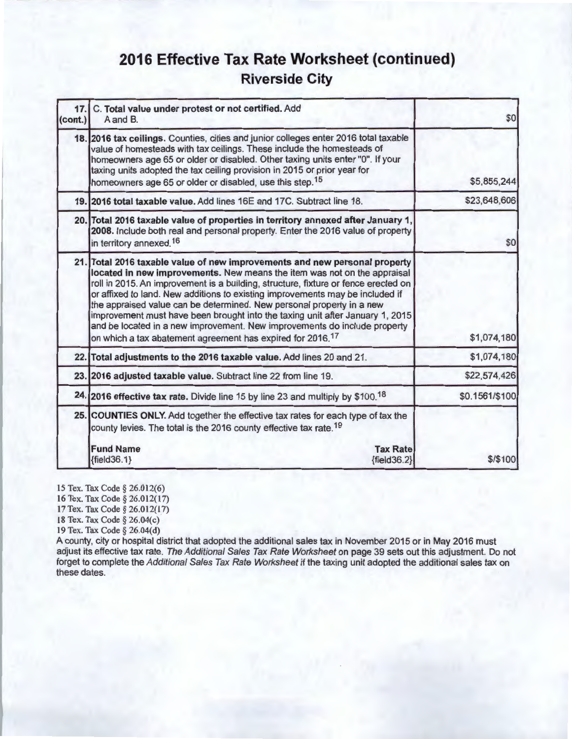# 2016 Effective Tax Rate Worksheet (continued)

## Riverside City

| | | |
|---|---|---|
| 17. (cont.) | C. **Total value under protest or not certified.** Add A and B. | $0 |
| 18. | **2016 tax ceilings.** Counties, cities and junior colleges enter 2016 total taxable value of homesteads with tax ceilings. These include the homesteads of homeowners age 65 or older or disabled. Other taxing units enter "0". If your taxing units adopted the tax ceiling provision in 2015 or prior year for homeowners age 65 or older or disabled, use this step.[15] | $5,855,244 |
| 19. | **2016 total taxable value.** Add lines 16E and 17C. Subtract line 18. | $23,648,606 |
| 20. | **Total 2016 taxable value of properties in territory annexed after January 1, 2008.** Include both real and personal property. Enter the 2016 value of property in territory annexed.[16] | $0 |
| 21. | **Total 2016 taxable value of new improvements and new personal property located in new improvements.** New means the item was not on the appraisal roll in 2015. An improvement is a building, structure, fixture or fence erected on or affixed to land. New additions to existing improvements may be included if the appraised value can be determined. New personal property in a new improvement must have been brought into the taxing unit after January 1, 2015 and be located in a new improvement. New improvements do include property on which a tax abatement agreement has expired for 2016.[17] | $1,074,180 |
| 22. | **Total adjustments to the 2016 taxable value.** Add lines 20 and 21. | $1,074,180 |
| 23. | **2016 adjusted taxable value.** Subtract line 22 from line 19. | $22,574,426 |
| 24. | **2016 effective tax rate.** Divide line 15 by line 23 and multiply by $100.[18] | $0.1561/$100 |
| 25. | **COUNTIES ONLY.** Add together the effective tax rates for each type of tax the county levies. The total is the 2016 county effective tax rate.[19]<br><br>**Fund Name** {field36.1} / **Tax Rate** {field36.2} | $/$100 |

15 Tex. Tax Code § 26.012(6)
16 Tex. Tax Code § 26.012(17)
17 Tex. Tax Code § 26.012(17)
18 Tex. Tax Code § 26.04(c)
19 Tex. Tax Code § 26.04(d)

A county, city or hospital district that adopted the additional sales tax in November 2015 or in May 2016 must adjust its effective tax rate. *The Additional Sales Tax Rate Worksheet* on page 39 sets out this adjustment. Do not forget to complete the *Additional Sales Tax Rate Worksheet* if the taxing unit adopted the additional sales tax on these dates.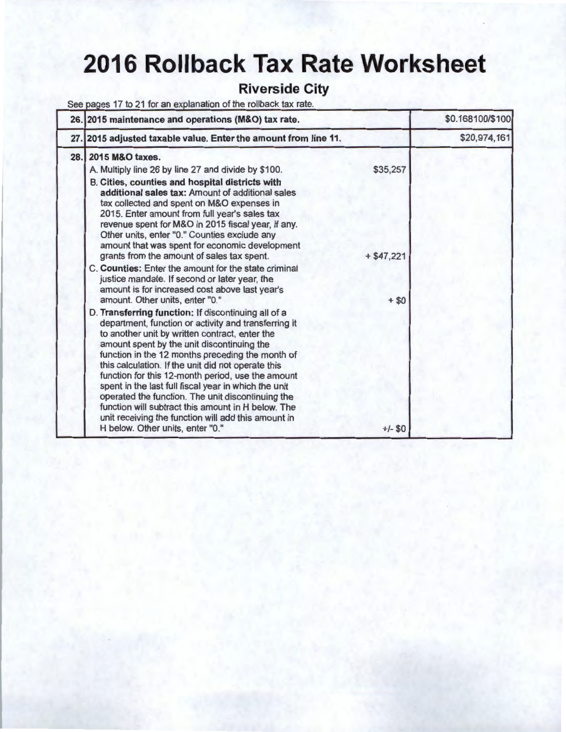# 2016 Rollback Tax Rate Worksheet

## Riverside City

See pages 17 to 21 for an explanation of the rollback tax rate.

| | | | |
|---|---|---|---|
| 26. | **2015 maintenance and operations (M&O) tax rate.** | | $0.168100/$100 |
| 27. | **2015 adjusted taxable value. Enter the amount from line 11.** | | $20,974,161 |
| 28. | **2015 M&O taxes.** | | |
| | A. Multiply line 26 by line 27 and divide by $100. | $35,257 | |
| | B. **Cities, counties and hospital districts with additional sales tax:** Amount of additional sales tax collected and spent on M&O expenses in 2015. Enter amount from full year's sales tax revenue spent for M&O in 2015 fiscal year, if any. Other units, enter "0." Counties exclude any amount that was spent for economic development grants from the amount of sales tax spent. | + $47,221 | |
| | C. **Counties:** Enter the amount for the state criminal justice mandate. If second or later year, the amount is for increased cost above last year's amount. Other units, enter "0." | + $0 | |
| | D. **Transferring function:** If discontinuing all of a department, function or activity and transferring it to another unit by written contract, enter the amount spent by the unit discontinuing the function in the 12 months preceding the month of this calculation. If the unit did not operate this function for this 12-month period, use the amount spent in the last full fiscal year in which the unit operated the function. The unit discontinuing the function will subtract this amount in H below. The unit receiving the function will add this amount in H below. Other units, enter "0." | +/- $0 | |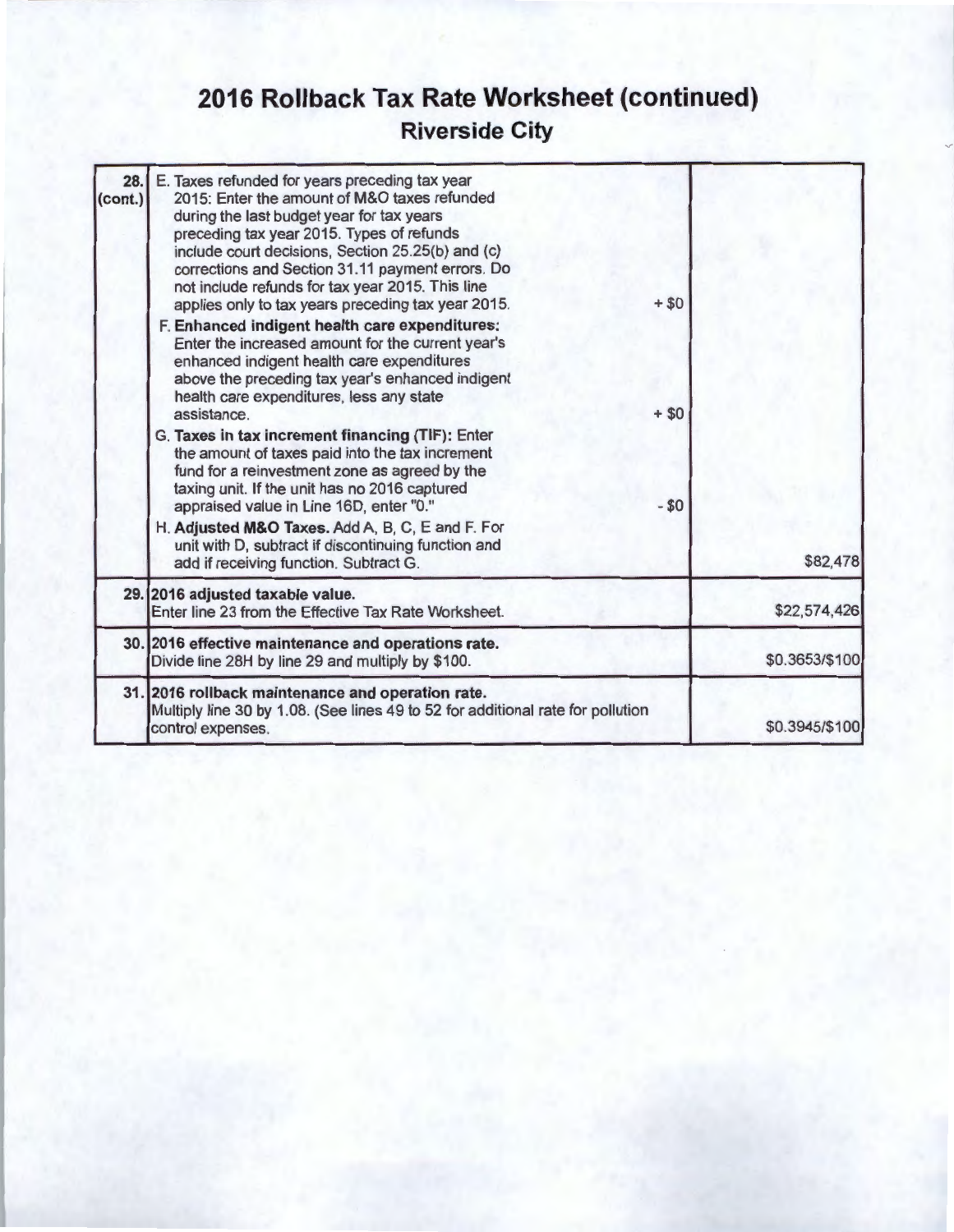# 2016 Rollback Tax Rate Worksheet (continued)

## Riverside City

| Line | Description | | Amount |
|---|---|---|---|
| 28. (cont.) | E. Taxes refunded for years preceding tax year 2015: Enter the amount of M&O taxes refunded during the last budget year for tax years preceding tax year 2015. Types of refunds include court decisions, Section 25.25(b) and (c) corrections and Section 31.11 payment errors. Do not include refunds for tax year 2015. This line applies only to tax years preceding tax year 2015. | + $0 | |
| | F. **Enhanced indigent health care expenditures:** Enter the increased amount for the current year's enhanced indigent health care expenditures above the preceding tax year's enhanced indigent health care expenditures, less any state assistance. | + $0 | |
| | G. **Taxes in tax increment financing (TIF):** Enter the amount of taxes paid into the tax increment fund for a reinvestment zone as agreed by the taxing unit. If the unit has no 2016 captured appraised value in Line 16D, enter "0." | - $0 | |
| | H. **Adjusted M&O Taxes.** Add A, B, C, E and F. For unit with D, subtract if discontinuing function and add if receiving function. Subtract G. | | $82,478 |
| 29. | **2016 adjusted taxable value.** Enter line 23 from the Effective Tax Rate Worksheet. | | $22,574,426 |
| 30. | **2016 effective maintenance and operations rate.** Divide line 28H by line 29 and multiply by $100. | | $0.3653/$100 |
| 31. | **2016 rollback maintenance and operation rate.** Multiply line 30 by 1.08. (See lines 49 to 52 for additional rate for pollution control expenses. | | $0.3945/$100 |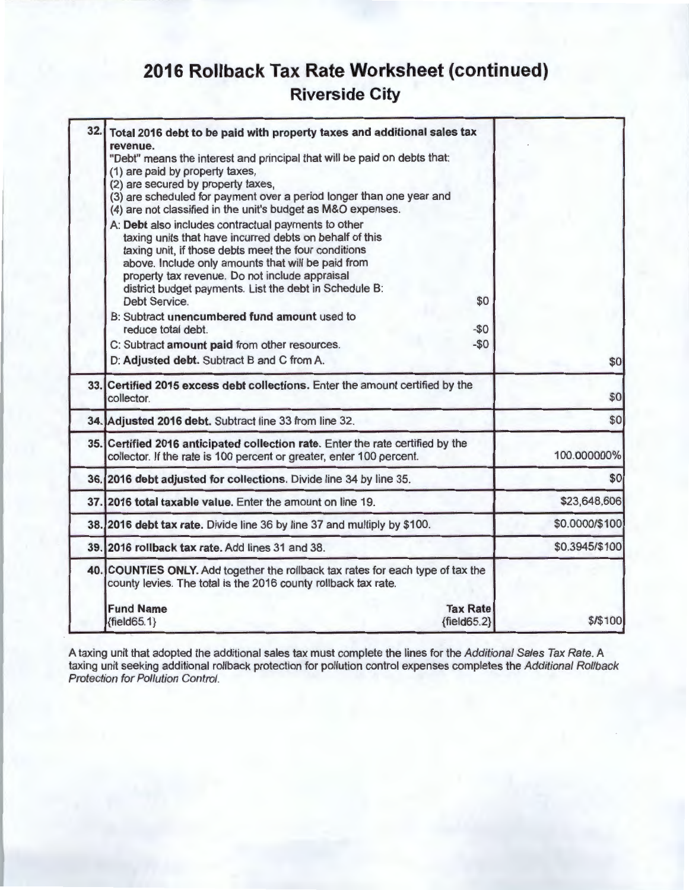# 2016 Rollback Tax Rate Worksheet (continued)

## Riverside City

| Line | Description | Amount |
|---|---|---|
| 32. | **Total 2016 debt to be paid with property taxes and additional sales tax revenue.**<br>"Debt" means the interest and principal that will be paid on debts that:<br>(1) are paid by property taxes,<br>(2) are secured by property taxes,<br>(3) are scheduled for payment over a period longer than one year and<br>(4) are not classified in the unit's budget as M&O expenses.<br>A: **Debt** also includes contractual payments to other taxing units that have incurred debts on behalf of this taxing unit, if those debts meet the four conditions above. Include only amounts that will be paid from property tax revenue. Do not include appraisal district budget payments. List the debt in Schedule B: Debt Service. $0<br>B: Subtract **unencumbered fund amount** used to reduce total debt. -$0<br>C: Subtract **amount paid** from other resources. -$0<br>D: **Adjusted debt.** Subtract B and C from A. | $0 |
| 33. | **Certified 2015 excess debt collections.** Enter the amount certified by the collector. | $0 |
| 34. | **Adjusted 2016 debt.** Subtract line 33 from line 32. | $0 |
| 35. | **Certified 2016 anticipated collection rate.** Enter the rate certified by the collector. If the rate is 100 percent or greater, enter 100 percent. | 100.000000% |
| 36. | **2016 debt adjusted for collections.** Divide line 34 by line 35. | $0 |
| 37. | **2016 total taxable value.** Enter the amount on line 19. | $23,648,606 |
| 38. | **2016 debt tax rate.** Divide line 36 by line 37 and multiply by $100. | $0.0000/$100 |
| 39. | **2016 rollback tax rate.** Add lines 31 and 38. | $0.3945/$100 |
| 40. | **COUNTIES ONLY.** Add together the rollback tax rates for each type of tax the county levies. The total is the 2016 county rollback tax rate.<br>**Fund Name** **Tax Rate**<br>{field65.1} {field65.2} | $/$100 |

A taxing unit that adopted the additional sales tax must complete the lines for the *Additional Sales Tax Rate*. A taxing unit seeking additional rollback protection for pollution control expenses completes the *Additional Rollback Protection for Pollution Control*.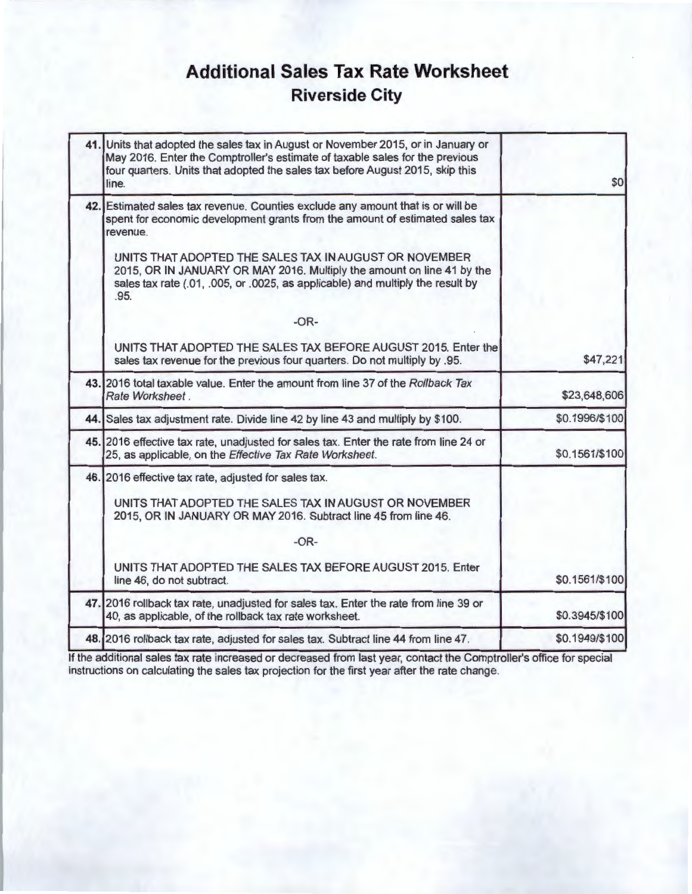# Additional Sales Tax Rate Worksheet
## Riverside City

| | | |
|---|---|---|
| **41.** | Units that adopted the sales tax in August or November 2015, or in January or May 2016. Enter the Comptroller's estimate of taxable sales for the previous four quarters. Units that adopted the sales tax before August 2015, skip this line. | $0 |
| **42.** | Estimated sales tax revenue. Counties exclude any amount that is or will be spent for economic development grants from the amount of estimated sales tax revenue.<br><br>UNITS THAT ADOPTED THE SALES TAX IN AUGUST OR NOVEMBER 2015, OR IN JANUARY OR MAY 2016. Multiply the amount on line 41 by the sales tax rate (.01, .005, or .0025, as applicable) and multiply the result by .95.<br><br>-OR-<br><br>UNITS THAT ADOPTED THE SALES TAX BEFORE AUGUST 2015. Enter the sales tax revenue for the previous four quarters. Do not multiply by .95. | $47,221 |
| **43.** | 2016 total taxable value. Enter the amount from line 37 of the *Rollback Tax Rate Worksheet*. | $23,648,606 |
| **44.** | Sales tax adjustment rate. Divide line 42 by line 43 and multiply by $100. | $0.1996/$100 |
| **45.** | 2016 effective tax rate, unadjusted for sales tax. Enter the rate from line 24 or 25, as applicable, on the *Effective Tax Rate Worksheet*. | $0.1561/$100 |
| **46.** | 2016 effective tax rate, adjusted for sales tax.<br><br>UNITS THAT ADOPTED THE SALES TAX IN AUGUST OR NOVEMBER 2015, OR IN JANUARY OR MAY 2016. Subtract line 45 from line 46.<br><br>-OR-<br><br>UNITS THAT ADOPTED THE SALES TAX BEFORE AUGUST 2015. Enter line 46, do not subtract. | $0.1561/$100 |
| **47.** | 2016 rollback tax rate, unadjusted for sales tax. Enter the rate from line 39 or 40, as applicable, of the rollback tax rate worksheet. | $0.3945/$100 |
| **48.** | 2016 rollback tax rate, adjusted for sales tax. Subtract line 44 from line 47. | $0.1949/$100 |

If the additional sales tax rate increased or decreased from last year, contact the Comptroller's office for special instructions on calculating the sales tax projection for the first year after the rate change.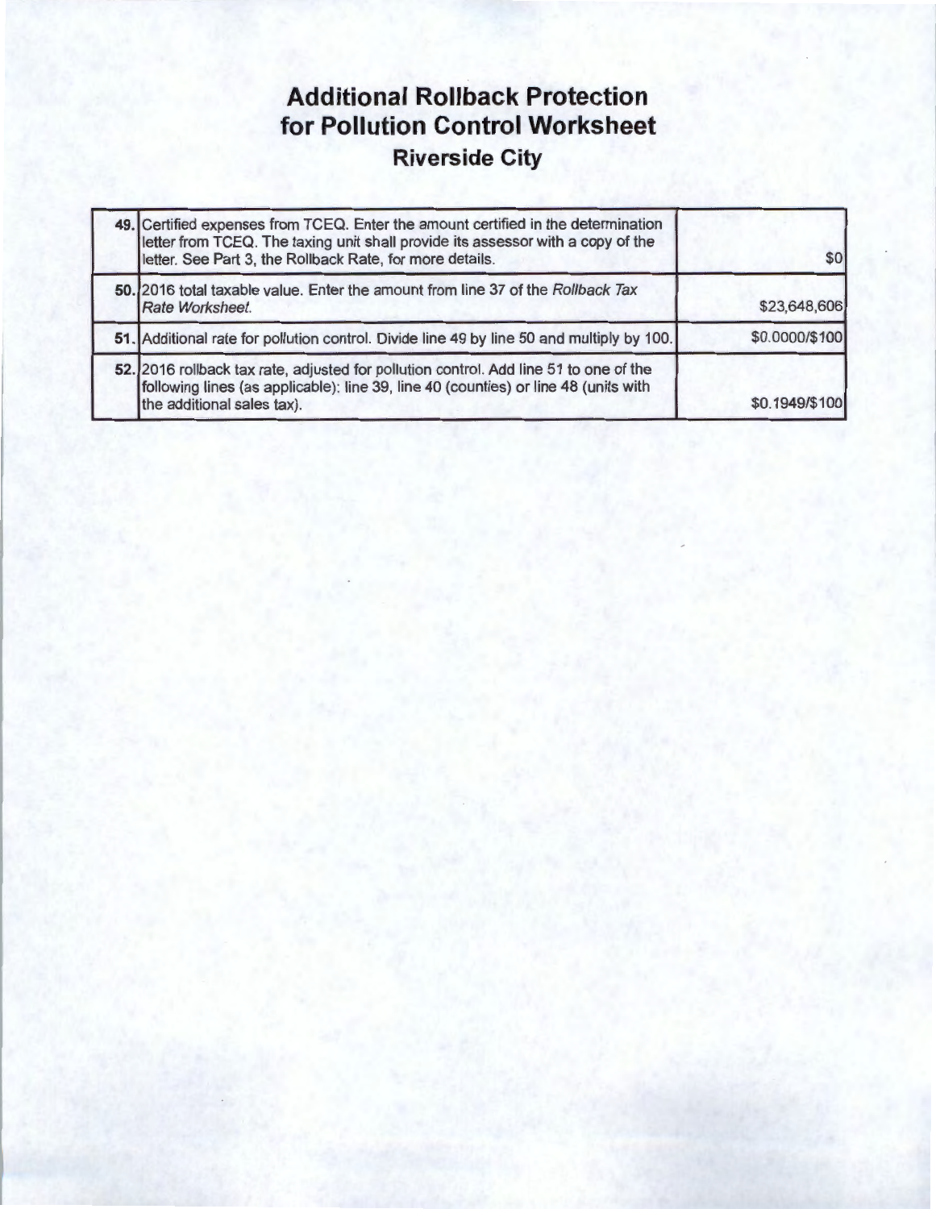# Additional Rollback Protection for Pollution Control Worksheet

## Riverside City

| | | |
|---|---|---|
| **49.** | Certified expenses from TCEQ. Enter the amount certified in the determination letter from TCEQ. The taxing unit shall provide its assessor with a copy of the letter. See Part 3, the Rollback Rate, for more details. | $0 |
| **50.** | 2016 total taxable value. Enter the amount from line 37 of the *Rollback Tax Rate Worksheet.* | $23,648,606 |
| **51.** | Additional rate for pollution control. Divide line 49 by line 50 and multiply by 100. | $0.0000/$100 |
| **52.** | 2016 rollback tax rate, adjusted for pollution control. Add line 51 to one of the following lines (as applicable): line 39, line 40 (counties) or line 48 (units with the additional sales tax). | $0.1949/$100 |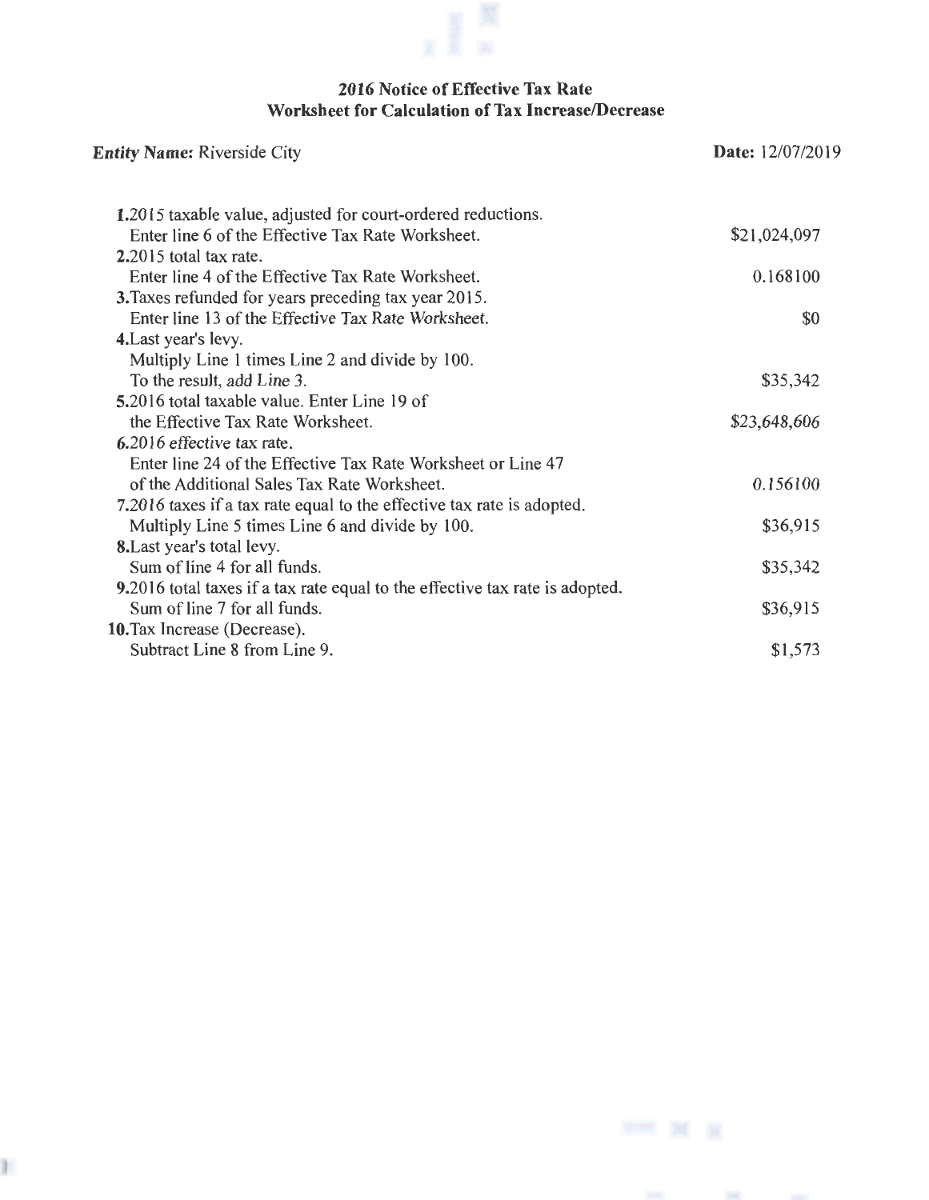## 2016 Notice of Effective Tax Rate
## Worksheet for Calculation of Tax Increase/Decrease

***Entity Name:*** Riverside City **Date:** 12/07/2019

| | |
|---|---|
| **1.** 2015 taxable value, adjusted for court-ordered reductions. Enter line 6 of the Effective Tax Rate Worksheet. | $21,024,097 |
| **2.** 2015 total tax rate. Enter line 4 of the Effective Tax Rate Worksheet. | 0.168100 |
| **3.** Taxes refunded for years preceding tax year 2015. Enter line 13 of the Effective Tax Rate Worksheet. | $0 |
| **4.** Last year's levy. Multiply Line 1 times Line 2 and divide by 100. To the result, *add Line* 3. | $35,342 |
| **5.** 2016 total taxable value. Enter Line 19 of the Effective Tax Rate Worksheet. | $23,648,606 |
| **6.** *2016 effective* tax rate. Enter line 24 of the Effective Tax Rate Worksheet or Line 47 of the Additional Sales Tax Rate Worksheet. | 0.156100 |
| **7.** 2016 taxes if a tax rate equal to the effective tax rate is adopted. Multiply Line 5 times Line 6 and divide by 100. | $36,915 |
| **8.** Last year's total levy. Sum of line 4 for all funds. | $35,342 |
| **9.** 2016 total taxes if a tax rate equal to the effective tax rate is adopted. Sum of line 7 for all funds. | $36,915 |
| **10.** Tax Increase (Decrease). Subtract Line 8 from Line 9. | $1,573 |